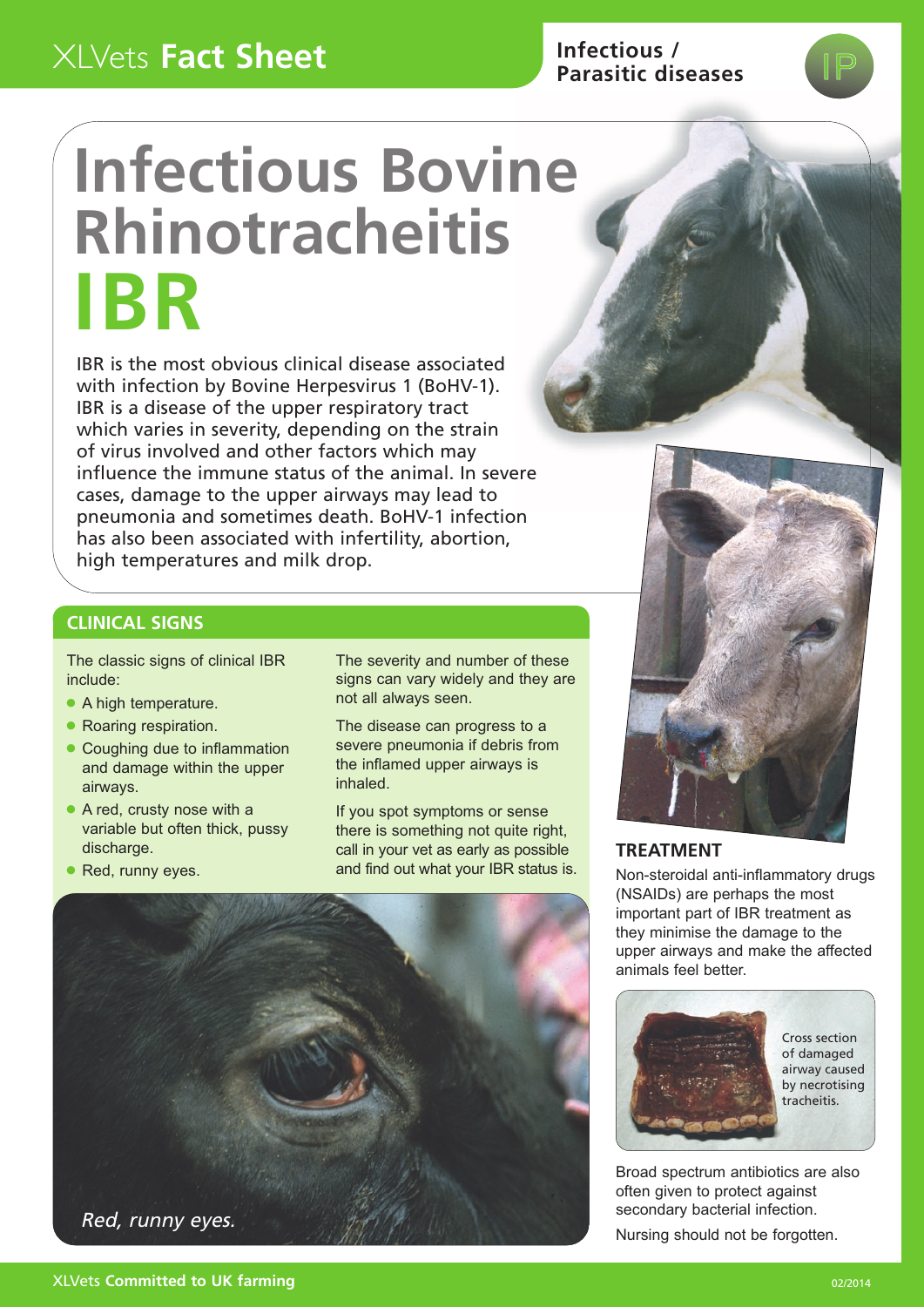XLVets **Fact Sheet**

**Infectious / Parasitic diseases**

# Infectious Bovine Rhinotracheitis IBR

IBR is the most obvious clinical disease associated with infection by Bovine Herpesvirus 1 (BoHV-1). IBR is a disease of the upper respiratory tract which varies in severity, depending on the strain of virus involved and other factors which may influence the immune status of the animal. In severe cases, damage to the upper airways may lead to pneumonia and sometimes death. BoHV-1 infection has also been associated with infertility, abortion, high temperatures and milk drop.

## CLINICAL SIGNS

The classic signs of clinical IBR include:

- A high temperature.
- Roaring respiration.
- Coughing due to inflammation and damage within the upper airways.
- A red, crusty nose with a variable but often thick, pussy discharge.
- Red, runny eyes.

The severity and number of these signs can vary widely and they are not all always seen.

The disease can progress to a severe pneumonia if debris from the inflamed upper airways is inhaled.

If you spot symptoms or sense there is something not quite right, call in your vet as early as possible and find out what your IBR status is.

*Red, runny eyes.*

## TREATMENT

Non-steroidal anti-inflammatory drugs (NSAIDs) are perhaps the most important part of IBR treatment as they minimise the damage to the upper airways and make the affected animals feel better.

Cross section of damaged airway caused by necrotising tracheitis.

Broad spectrum antibiotics are also often given to protect against secondary bacterial infection.

Nursing should not be forgotten.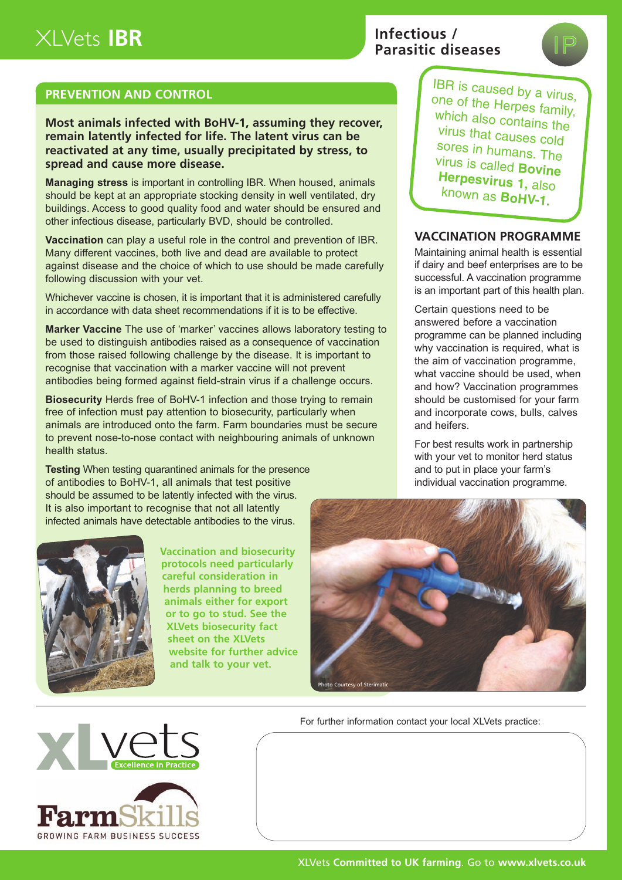# XLVets IBR

## Infectious / Parasitic diseases

## PREVENTION AND CONTROL

**Most animals infected with BoHV-1, assuming they recover, remain latently infected for life. The latent virus can be reactivated at any time, usually precipitated by stress, to spread and cause more disease.**

**Managing stress** is important in controlling IBR. When housed, animals should be kept at an appropriate stocking density in well ventilated, dry buildings. Access to good quality food and water should be ensured and other infectious disease, particularly BVD, should be controlled.

**Vaccination** can play a useful role in the control and prevention of IBR. Many different vaccines, both live and dead are available to protect against disease and the choice of which to use should be made carefully following discussion with your vet.

Whichever vaccine is chosen, it is important that it is administered carefully in accordance with data sheet recommendations if it is to be effective.

**Marker Vaccine** The use of 'marker' vaccines allows laboratory testing to be used to distinguish antibodies raised as a consequence of vaccination from those raised following challenge by the disease. It is important to recognise that vaccination with a marker vaccine will not prevent antibodies being formed against field-strain virus if a challenge occurs.

**Biosecurity** Herds free of BoHV-1 infection and those trying to remain free of infection must pay attention to biosecurity, particularly when animals are introduced onto the farm. Farm boundaries must be secure to prevent nose-to-nose contact with neighbouring animals of unknown health status.

**Testing** When testing quarantined animals for the presence of antibodies to BoHV-1, all animals that test positive should be assumed to be latently infected with the virus. It is also important to recognise that not all latently infected animals have detectable antibodies to the virus.

**Vaccination and biosecurity protocols need particularly careful consideration in herds planning to breed animals either for export or to go to stud. See the XLVets biosecurity fact sheet on the XLVets website for further advice and talk to your vet.**

IBR is caused by a virus, one of the Herpes family, which also contains the virus that causes cold sores in humans. The virus is called **Bovine Herpesvirus 1,** also known as **BoHV-1.**

## VACCINATION PROGRAMME

Maintaining animal health is essential if dairy and beef enterprises are to be successful. A vaccination programme is an important part of this health plan.

Certain questions need to be answered before a vaccination programme can be planned including why vaccination is required, what is the aim of vaccination programme, what vaccine should be used, when and how? Vaccination programmes should be customised for your farm and incorporate cows, bulls, calves and heifers.

For best results work in partnership with your vet to monitor herd status and to put in place your farm's individual vaccination programme.

Photo Courtesy of Sterimatic

For further information contact your local XLVets practice:

XLVets Excellence in Practice

FarmSkills GROWING FARM BUSINESS SUCCESS

XLVets **Committed to UK farming**. Go to **www.xlvets.co.uk**